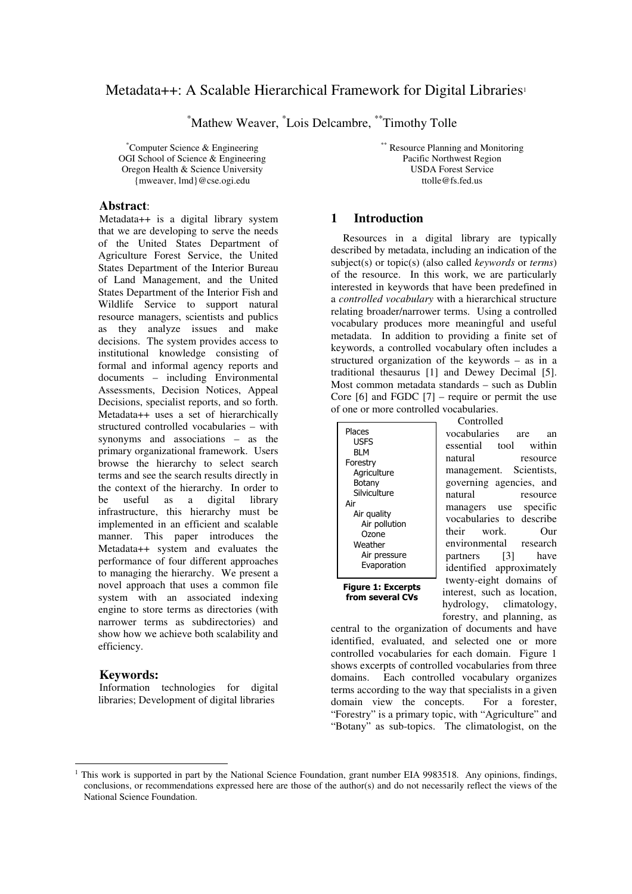# Metadata++: A Scalable Hierarchical Framework for Digital Libraries[1]

*Mathew Weaver, *Lois Delcambre, **Timothy Tolle

*Computer Science & Engineering
OGI School of Science & Engineering
Oregon Health & Science University
{mweaver, lmd}@cse.ogi.edu

** Resource Planning and Monitoring
Pacific Northwest Region
USDA Forest Service
ttolle@fs.fed.us

**Abstract**:

Metadata++ is a digital library system that we are developing to serve the needs of the United States Department of Agriculture Forest Service, the United States Department of the Interior Bureau of Land Management, and the United States Department of the Interior Fish and Wildlife Service to support natural resource managers, scientists and publics as they analyze issues and make decisions. The system provides access to institutional knowledge consisting of formal and informal agency reports and documents – including Environmental Assessments, Decision Notices, Appeal Decisions, specialist reports, and so forth. Metadata++ uses a set of hierarchically structured controlled vocabularies – with synonyms and associations – as the primary organizational framework. Users browse the hierarchy to select search terms and see the search results directly in the context of the hierarchy. In order to be useful as a digital library infrastructure, this hierarchy must be implemented in an efficient and scalable manner. This paper introduces the Metadata++ system and evaluates the performance of four different approaches to managing the hierarchy. We present a novel approach that uses a common file system with an associated indexing engine to store terms as directories (with narrower terms as subdirectories) and show how we achieve both scalability and efficiency.

**Keywords:**

Information technologies for digital libraries; Development of digital libraries

## 1 Introduction

Resources in a digital library are typically described by metadata, including an indication of the subject(s) or topic(s) (also called *keywords* or *terms*) of the resource. In this work, we are particularly interested in keywords that have been predefined in a *controlled vocabulary* with a hierarchical structure relating broader/narrower terms. Using a controlled vocabulary produces more meaningful and useful metadata. In addition to providing a finite set of keywords, a controlled vocabulary often includes a structured organization of the keywords – as in a traditional thesaurus [1] and Dewey Decimal [5]. Most common metadata standards – such as Dublin Core [6] and FGDC [7] – require or permit the use of one or more controlled vocabularies.

```
Places
  USFS
  BLM
Forestry
  Agriculture
  Botany
  Silviculture
Air
  Air quality
    Air pollution
    Ozone
  Weather
    Air pressure
    Evaporation
```

**Figure 1: Excerpts from several CVs**

Controlled vocabularies are an essential tool within natural resource management. Scientists, governing agencies, and natural resource managers use specific vocabularies to describe their work. Our environmental research partners [3] have identified approximately twenty-eight domains of interest, such as location, hydrology, climatology, forestry, and planning, as central to the organization of documents and have identified, evaluated, and selected one or more controlled vocabularies for each domain. Figure 1 shows excerpts of controlled vocabularies from three domains. Each controlled vocabulary organizes terms according to the way that specialists in a given domain view the concepts. For a forester, "Forestry" is a primary topic, with "Agriculture" and "Botany" as sub-topics. The climatologist, on the

[1] This work is supported in part by the National Science Foundation, grant number EIA 9983518. Any opinions, findings, conclusions, or recommendations expressed here are those of the author(s) and do not necessarily reflect the views of the National Science Foundation.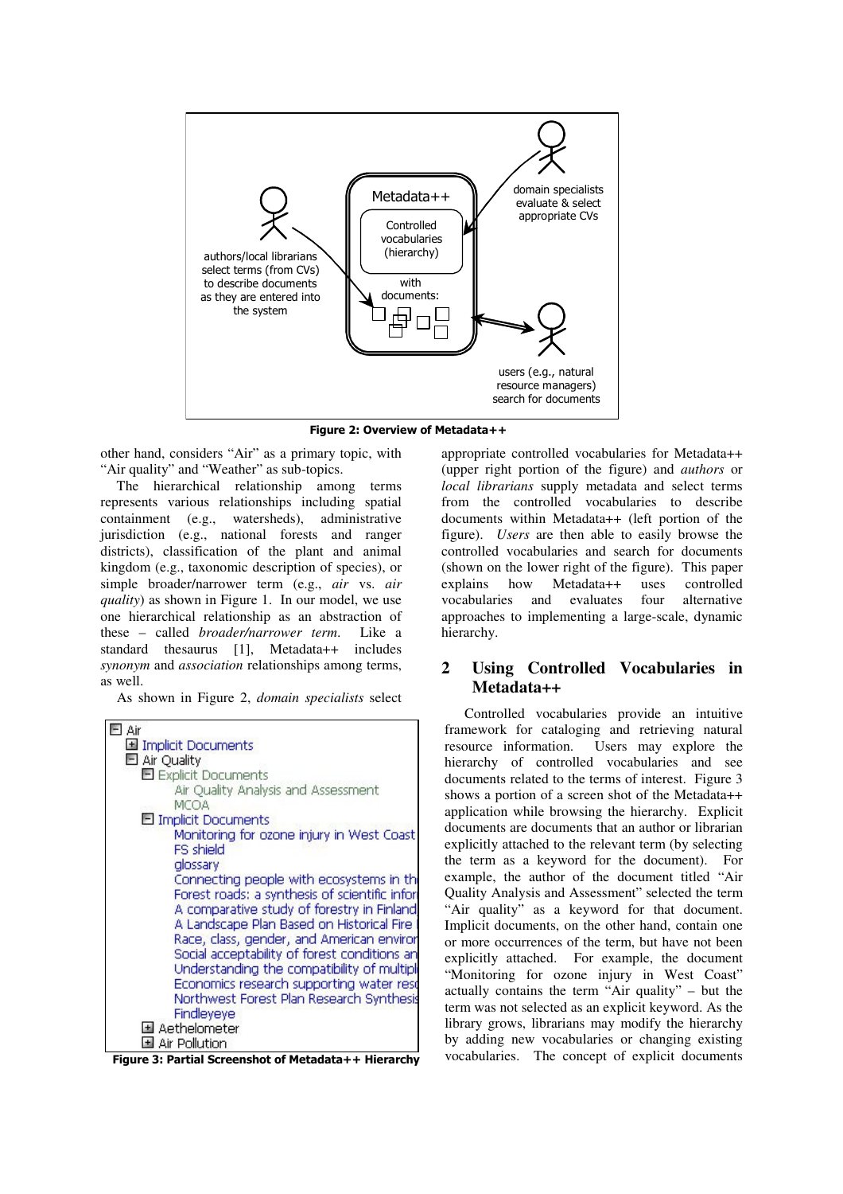Figure 2: Overview of Metadata++

other hand, considers "Air" as a primary topic, with "Air quality" and "Weather" as sub-topics.

The hierarchical relationship among terms represents various relationships including spatial containment (e.g., watersheds), administrative jurisdiction (e.g., national forests and ranger districts), classification of the plant and animal kingdom (e.g., taxonomic description of species), or simple broader/narrower term (e.g., *air* vs. *air quality*) as shown in Figure 1. In our model, we use one hierarchical relationship as an abstraction of these – called *broader/narrower term*. Like a standard thesaurus [1], Metadata++ includes *synonym* and *association* relationships among terms, as well.

As shown in Figure 2, *domain specialists* select appropriate controlled vocabularies for Metadata++ (upper right portion of the figure) and *authors* or *local librarians* supply metadata and select terms from the controlled vocabularies to describe documents within Metadata++ (left portion of the figure). *Users* are then able to easily browse the controlled vocabularies and search for documents (shown on the lower right of the figure). This paper explains how Metadata++ uses controlled vocabularies and evaluates four alternative approaches to implementing a large-scale, dynamic hierarchy.

Figure 3: Partial Screenshot of Metadata++ Hierarchy

## 2 Using Controlled Vocabularies in Metadata++

Controlled vocabularies provide an intuitive framework for cataloging and retrieving natural resource information. Users may explore the hierarchy of controlled vocabularies and see documents related to the terms of interest. Figure 3 shows a portion of a screen shot of the Metadata++ application while browsing the hierarchy. Explicit documents are documents that an author or librarian explicitly attached to the relevant term (by selecting the term as a keyword for the document). For example, the author of the document titled "Air Quality Analysis and Assessment" selected the term "Air quality" as a keyword for that document. Implicit documents, on the other hand, contain one or more occurrences of the term, but have not been explicitly attached. For example, the document "Monitoring for ozone injury in West Coast" actually contains the term "Air quality" – but the term was not selected as an explicit keyword. As the library grows, librarians may modify the hierarchy by adding new vocabularies or changing existing vocabularies. The concept of explicit documents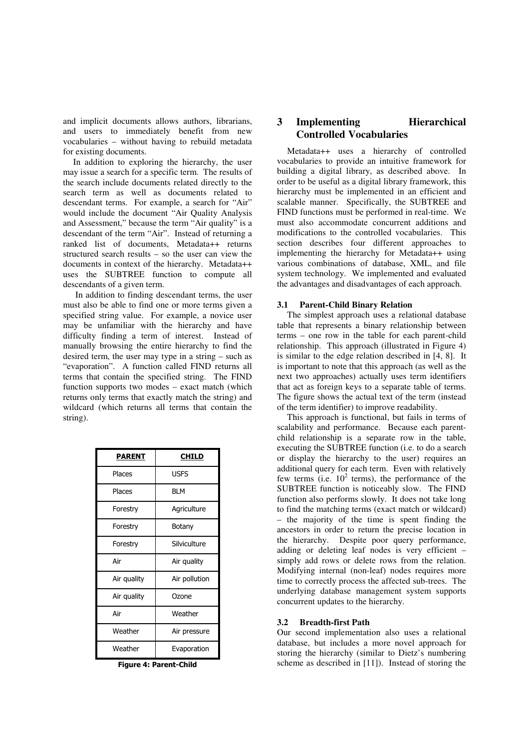and implicit documents allows authors, librarians, and users to immediately benefit from new vocabularies – without having to rebuild metadata for existing documents.

In addition to exploring the hierarchy, the user may issue a search for a specific term. The results of the search include documents related directly to the search term as well as documents related to descendant terms. For example, a search for "Air" would include the document "Air Quality Analysis and Assessment," because the term "Air quality" is a descendant of the term "Air". Instead of returning a ranked list of documents, Metadata++ returns structured search results – so the user can view the documents in context of the hierarchy. Metadata++ uses the SUBTREE function to compute all descendants of a given term.

In addition to finding descendant terms, the user must also be able to find one or more terms given a specified string value. For example, a novice user may be unfamiliar with the hierarchy and have difficulty finding a term of interest. Instead of manually browsing the entire hierarchy to find the desired term, the user may type in a string – such as "evaporation". A function called FIND returns all terms that contain the specified string. The FIND function supports two modes – exact match (which returns only terms that exactly match the string) and wildcard (which returns all terms that contain the string).

| PARENT | CHILD |
|---|---|
| Places | USFS |
| Places | BLM |
| Forestry | Agriculture |
| Forestry | Botany |
| Forestry | Silviculture |
| Air | Air quality |
| Air quality | Air pollution |
| Air quality | Ozone |
| Air | Weather |
| Weather | Air pressure |
| Weather | Evaporation |

**Figure 4: Parent-Child**

# 3 Implementing Hierarchical Controlled Vocabularies

Metadata++ uses a hierarchy of controlled vocabularies to provide an intuitive framework for building a digital library, as described above. In order to be useful as a digital library framework, this hierarchy must be implemented in an efficient and scalable manner. Specifically, the SUBTREE and FIND functions must be performed in real-time. We must also accommodate concurrent additions and modifications to the controlled vocabularies. This section describes four different approaches to implementing the hierarchy for Metadata++ using various combinations of database, XML, and file system technology. We implemented and evaluated the advantages and disadvantages of each approach.

## 3.1 Parent-Child Binary Relation

The simplest approach uses a relational database table that represents a binary relationship between terms – one row in the table for each parent-child relationship. This approach (illustrated in Figure 4) is similar to the edge relation described in [4, 8]. It is important to note that this approach (as well as the next two approaches) actually uses term identifiers that act as foreign keys to a separate table of terms. The figure shows the actual text of the term (instead of the term identifier) to improve readability.

This approach is functional, but fails in terms of scalability and performance. Because each parent-child relationship is a separate row in the table, executing the SUBTREE function (i.e. to do a search or display the hierarchy to the user) requires an additional query for each term. Even with relatively few terms (i.e. $10^2$ terms), the performance of the SUBTREE function is noticeably slow. The FIND function also performs slowly. It does not take long to find the matching terms (exact match or wildcard) – the majority of the time is spent finding the ancestors in order to return the precise location in the hierarchy. Despite poor query performance, adding or deleting leaf nodes is very efficient – simply add rows or delete rows from the relation. Modifying internal (non-leaf) nodes requires more time to correctly process the affected sub-trees. The underlying database management system supports concurrent updates to the hierarchy.

## 3.2 Breadth-first Path

Our second implementation also uses a relational database, but includes a more novel approach for storing the hierarchy (similar to Dietz's numbering scheme as described in [11]). Instead of storing the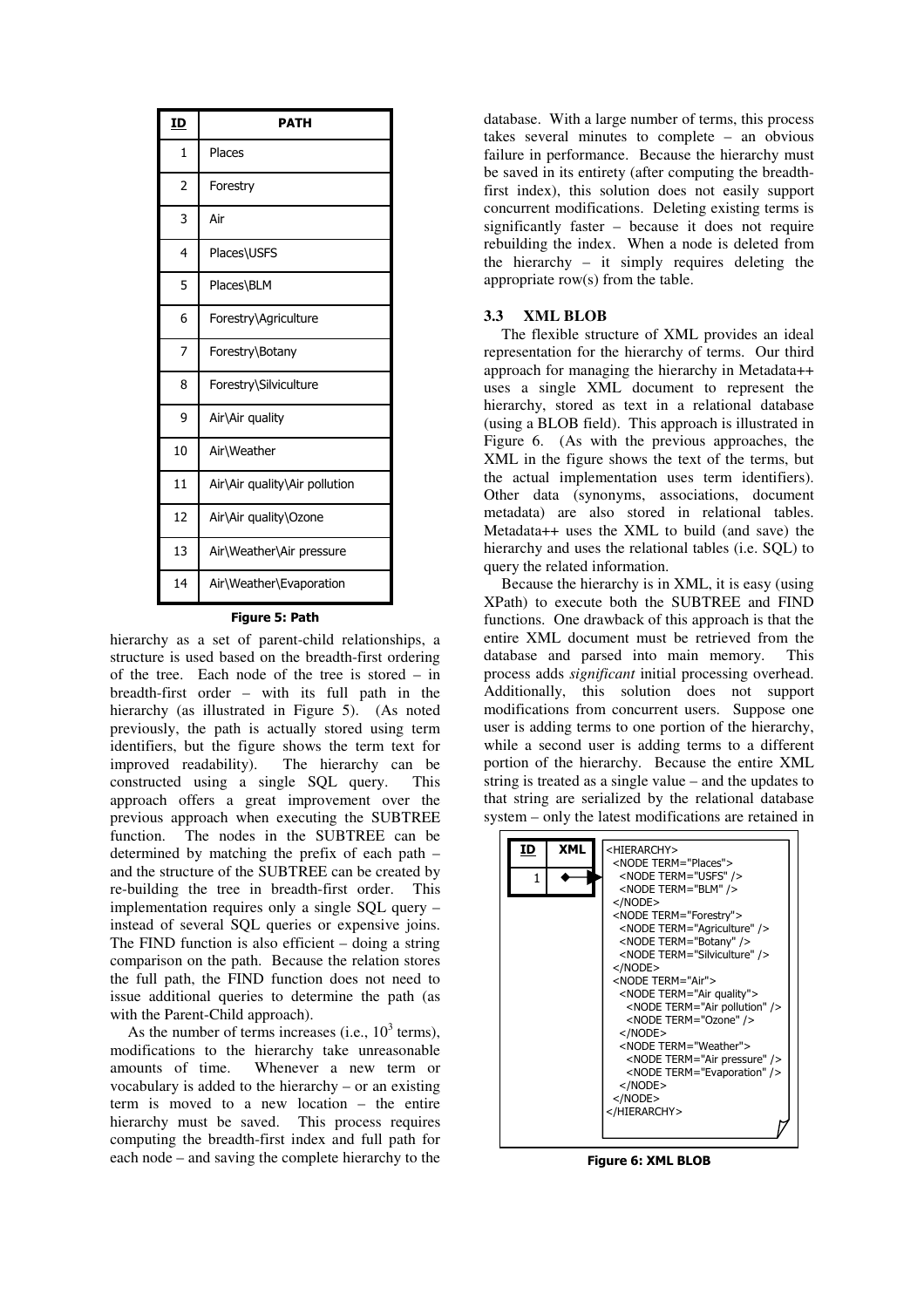| ID | PATH |
|---|---|
| 1 | Places |
| 2 | Forestry |
| 3 | Air |
| 4 | Places\USFS |
| 5 | Places\BLM |
| 6 | Forestry\Agriculture |
| 7 | Forestry\Botany |
| 8 | Forestry\Silviculture |
| 9 | Air\Air quality |
| 10 | Air\Weather |
| 11 | Air\Air quality\Air pollution |
| 12 | Air\Air quality\Ozone |
| 13 | Air\Weather\Air pressure |
| 14 | Air\Weather\Evaporation |

**Figure 5: Path**

hierarchy as a set of parent-child relationships, a structure is used based on the breadth-first ordering of the tree. Each node of the tree is stored – in breadth-first order – with its full path in the hierarchy (as illustrated in Figure 5). (As noted previously, the path is actually stored using term identifiers, but the figure shows the term text for improved readability). The hierarchy can be constructed using a single SQL query. This approach offers a great improvement over the previous approach when executing the SUBTREE function. The nodes in the SUBTREE can be determined by matching the prefix of each path – and the structure of the SUBTREE can be created by re-building the tree in breadth-first order. This implementation requires only a single SQL query – instead of several SQL queries or expensive joins. The FIND function is also efficient – doing a string comparison on the path. Because the relation stores the full path, the FIND function does not need to issue additional queries to determine the path (as with the Parent-Child approach).

As the number of terms increases (i.e., $10^3$ terms), modifications to the hierarchy take unreasonable amounts of time. Whenever a new term or vocabulary is added to the hierarchy – or an existing term is moved to a new location – the entire hierarchy must be saved. This process requires computing the breadth-first index and full path for each node – and saving the complete hierarchy to the database. With a large number of terms, this process takes several minutes to complete – an obvious failure in performance. Because the hierarchy must be saved in its entirety (after computing the breadth-first index), this solution does not easily support concurrent modifications. Deleting existing terms is significantly faster – because it does not require rebuilding the index. When a node is deleted from the hierarchy – it simply requires deleting the appropriate row(s) from the table.

### 3.3 XML BLOB

The flexible structure of XML provides an ideal representation for the hierarchy of terms. Our third approach for managing the hierarchy in Metadata++ uses a single XML document to represent the hierarchy, stored as text in a relational database (using a BLOB field). This approach is illustrated in Figure 6. (As with the previous approaches, the XML in the figure shows the text of the terms, but the actual implementation uses term identifiers). Other data (synonyms, associations, document metadata) are also stored in relational tables. Metadata++ uses the XML to build (and save) the hierarchy and uses the relational tables (i.e. SQL) to query the related information.

Because the hierarchy is in XML, it is easy (using XPath) to execute both the SUBTREE and FIND functions. One drawback of this approach is that the entire XML document must be retrieved from the database and parsed into main memory. This process adds *significant* initial processing overhead. Additionally, this solution does not support modifications from concurrent users. Suppose one user is adding terms to one portion of the hierarchy, while a second user is adding terms to a different portion of the hierarchy. Because the entire XML string is treated as a single value – and the updates to that string are serialized by the relational database system – only the latest modifications are retained in

| ID | XML |
|---|---|
| 1 | → |

```
<HIERARCHY>
  <NODE TERM="Places">
    <NODE TERM="USFS" />
    <NODE TERM="BLM" />
  </NODE>
  <NODE TERM="Forestry">
    <NODE TERM="Agriculture" />
    <NODE TERM="Botany" />
    <NODE TERM="Silviculture" />
  </NODE>
  <NODE TERM="Air">
    <NODE TERM="Air quality">
      <NODE TERM="Air pollution" />
      <NODE TERM="Ozone" />
    </NODE>
    <NODE TERM="Weather">
      <NODE TERM="Air pressure" />
      <NODE TERM="Evaporation" />
    </NODE>
  </NODE>
</HIERARCHY>
```

**Figure 6: XML BLOB**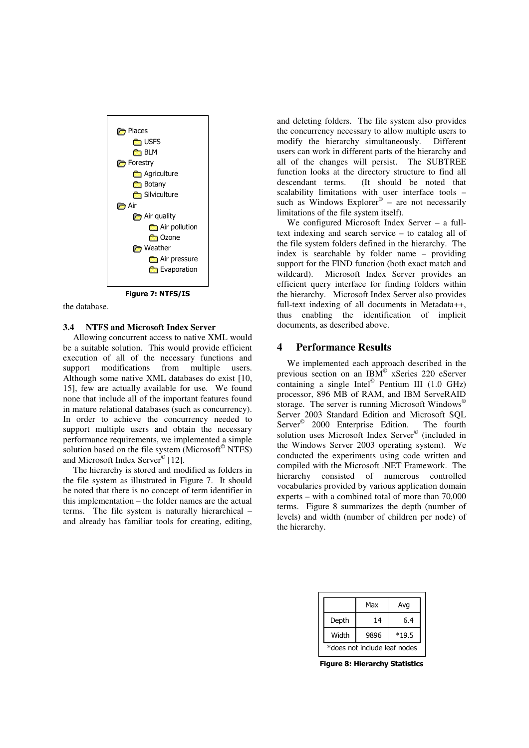Places
USFS
BLM
Forestry
Agriculture
Botany
Silviculture
Air
Air quality
Air pollution
Ozone
Weather
Air pressure
Evaporation

**Figure 7: NTFS/IS**

the database.

### 3.4 NTFS and Microsoft Index Server

Allowing concurrent access to native XML would be a suitable solution. This would provide efficient execution of all of the necessary functions and support modifications from multiple users. Although some native XML databases do exist [10, 15], few are actually available for use. We found none that include all of the important features found in mature relational databases (such as concurrency). In order to achieve the concurrency needed to support multiple users and obtain the necessary performance requirements, we implemented a simple solution based on the file system (Microsoft© NTFS) and Microsoft Index Server© [12].

The hierarchy is stored and modified as folders in the file system as illustrated in Figure 7. It should be noted that there is no concept of term identifier in this implementation – the folder names are the actual terms. The file system is naturally hierarchical – and already has familiar tools for creating, editing, and deleting folders. The file system also provides the concurrency necessary to allow multiple users to modify the hierarchy simultaneously. Different users can work in different parts of the hierarchy and all of the changes will persist. The SUBTREE function looks at the directory structure to find all descendant terms. (It should be noted that scalability limitations with user interface tools – such as Windows Explorer© – are not necessarily limitations of the file system itself).

We configured Microsoft Index Server – a full-text indexing and search service – to catalog all of the file system folders defined in the hierarchy. The index is searchable by folder name – providing support for the FIND function (both exact match and wildcard). Microsoft Index Server provides an efficient query interface for finding folders within the hierarchy. Microsoft Index Server also provides full-text indexing of all documents in Metadata++, thus enabling the identification of implicit documents, as described above.

## 4 Performance Results

We implemented each approach described in the previous section on an IBM© xSeries 220 eServer containing a single Intel© Pentium III (1.0 GHz) processor, 896 MB of RAM, and IBM ServeRAID storage. The server is running Microsoft Windows© Server 2003 Standard Edition and Microsoft SQL Server© 2000 Enterprise Edition. The fourth solution uses Microsoft Index Server© (included in the Windows Server 2003 operating system). We conducted the experiments using code written and compiled with the Microsoft .NET Framework. The hierarchy consisted of numerous controlled vocabularies provided by various application domain experts – with a combined total of more than 70,000 terms. Figure 8 summarizes the depth (number of levels) and width (number of children per node) of the hierarchy.

| | Max | Avg |
|---|---|---|
| Depth | 14 | 6.4 |
| Width | 9896 | *19.5 |

*does not include leaf nodes

**Figure 8: Hierarchy Statistics**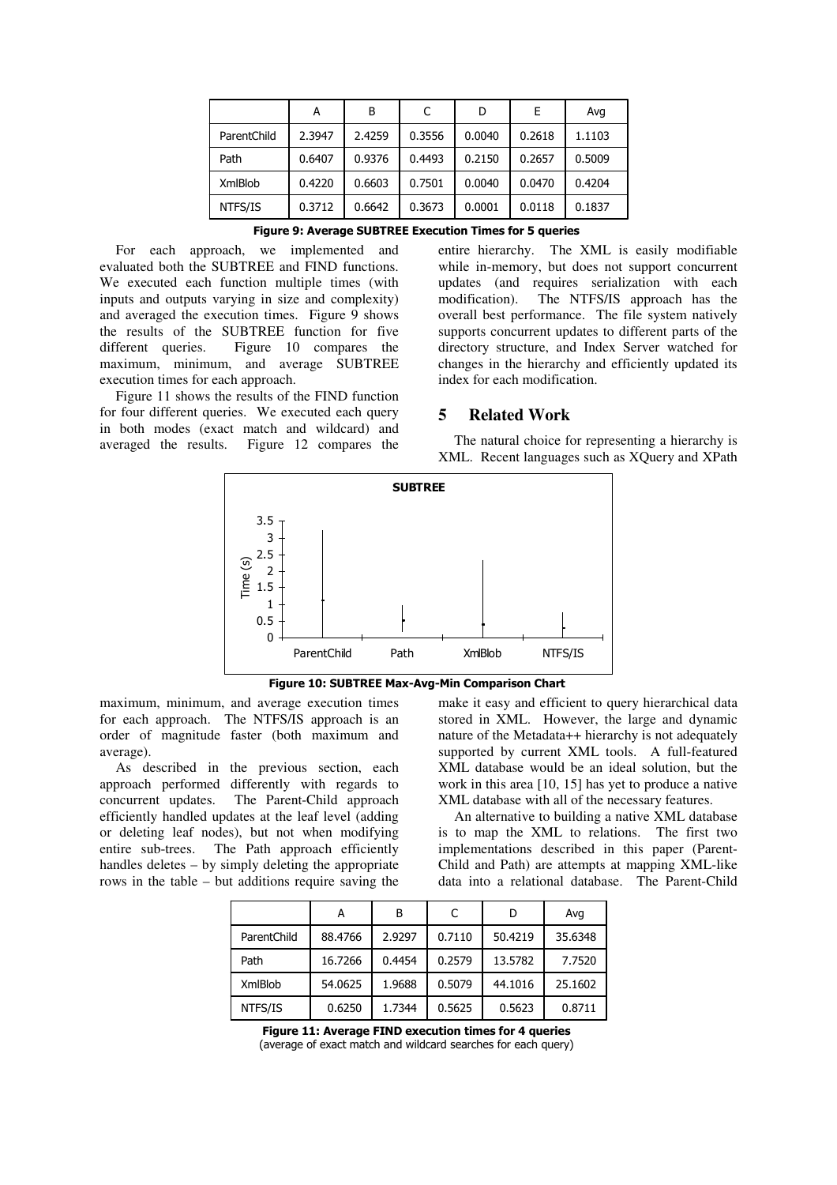|  | A | B | C | D | E | Avg |
|---|---|---|---|---|---|---|
| ParentChild | 2.3947 | 2.4259 | 0.3556 | 0.0040 | 0.2618 | 1.1103 |
| Path | 0.6407 | 0.9376 | 0.4493 | 0.2150 | 0.2657 | 0.5009 |
| XmlBlob | 0.4220 | 0.6603 | 0.7501 | 0.0040 | 0.0470 | 0.4204 |
| NTFS/IS | 0.3712 | 0.6642 | 0.3673 | 0.0001 | 0.0118 | 0.1837 |

**Figure 9: Average SUBTREE Execution Times for 5 queries**

For each approach, we implemented and evaluated both the SUBTREE and FIND functions. We executed each function multiple times (with inputs and outputs varying in size and complexity) and averaged the execution times. Figure 9 shows the results of the SUBTREE function for five different queries. Figure 10 compares the maximum, minimum, and average SUBTREE execution times for each approach.

Figure 11 shows the results of the FIND function for four different queries. We executed each query in both modes (exact match and wildcard) and averaged the results. Figure 12 compares the maximum, minimum, and average execution times for each approach. The NTFS/IS approach is an order of magnitude faster (both maximum and average).

**Figure 10: SUBTREE Max-Avg-Min Comparison Chart**

As described in the previous section, each approach performed differently with regards to concurrent updates. The Parent-Child approach efficiently handled updates at the leaf level (adding or deleting leaf nodes), but not when modifying entire sub-trees. The Path approach efficiently handles deletes – by simply deleting the appropriate rows in the table – but additions require saving the entire hierarchy. The XML is easily modifiable while in-memory, but does not support concurrent updates (and requires serialization with each modification). The NTFS/IS approach has the overall best performance. The file system natively supports concurrent updates to different parts of the directory structure, and Index Server watched for changes in the hierarchy and efficiently updated its index for each modification.

## 5 Related Work

The natural choice for representing a hierarchy is XML. Recent languages such as XQuery and XPath make it easy and efficient to query hierarchical data stored in XML. However, the large and dynamic nature of the Metadata++ hierarchy is not adequately supported by current XML tools. A full-featured XML database would be an ideal solution, but the work in this area [10, 15] has yet to produce a native XML database with all of the necessary features.

An alternative to building a native XML database is to map the XML to relations. The first two implementations described in this paper (Parent-Child and Path) are attempts at mapping XML-like data into a relational database. The Parent-Child

|  | A | B | C | D | Avg |
|---|---|---|---|---|---|
| ParentChild | 88.4766 | 2.9297 | 0.7110 | 50.4219 | 35.6348 |
| Path | 16.7266 | 0.4454 | 0.2579 | 13.5782 | 7.7520 |
| XmlBlob | 54.0625 | 1.9688 | 0.5079 | 44.1016 | 25.1602 |
| NTFS/IS | 0.6250 | 1.7344 | 0.5625 | 0.5623 | 0.8711 |

**Figure 11: Average FIND execution times for 4 queries**
(average of exact match and wildcard searches for each query)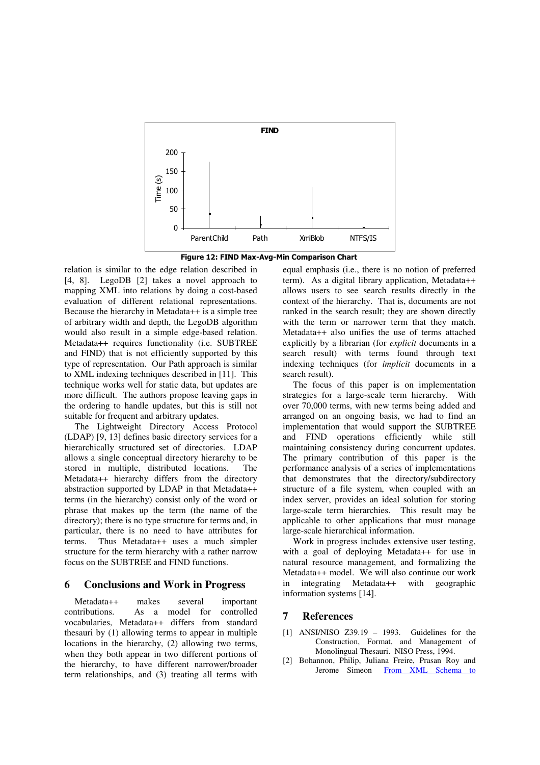**Figure 12: FIND Max-Avg-Min Comparison Chart**

relation is similar to the edge relation described in [4, 8]. LegoDB [2] takes a novel approach to mapping XML into relations by doing a cost-based evaluation of different relational representations. Because the hierarchy in Metadata++ is a simple tree of arbitrary width and depth, the LegoDB algorithm would also result in a simple edge-based relation. Metadata++ requires functionality (i.e. SUBTREE and FIND) that is not efficiently supported by this type of representation. Our Path approach is similar to XML indexing techniques described in [11]. This technique works well for static data, but updates are more difficult. The authors propose leaving gaps in the ordering to handle updates, but this is still not suitable for frequent and arbitrary updates.

The Lightweight Directory Access Protocol (LDAP) [9, 13] defines basic directory services for a hierarchically structured set of directories. LDAP allows a single conceptual directory hierarchy to be stored in multiple, distributed locations. The Metadata++ hierarchy differs from the directory abstraction supported by LDAP in that Metadata++ terms (in the hierarchy) consist only of the word or phrase that makes up the term (the name of the directory); there is no type structure for terms and, in particular, there is no need to have attributes for terms. Thus Metadata++ uses a much simpler structure for the term hierarchy with a rather narrow focus on the SUBTREE and FIND functions.

## 6 Conclusions and Work in Progress

Metadata++ makes several important contributions. As a model for controlled vocabularies, Metadata++ differs from standard thesauri by (1) allowing terms to appear in multiple locations in the hierarchy, (2) allowing two terms, when they both appear in two different portions of the hierarchy, to have different narrower/broader term relationships, and (3) treating all terms with equal emphasis (i.e., there is no notion of preferred term). As a digital library application, Metadata++ allows users to see search results directly in the context of the hierarchy. That is, documents are not ranked in the search result; they are shown directly with the term or narrower term that they match. Metadata++ also unifies the use of terms attached explicitly by a librarian (for *explicit* documents in a search result) with terms found through text indexing techniques (for *implicit* documents in a search result).

The focus of this paper is on implementation strategies for a large-scale term hierarchy. With over 70,000 terms, with new terms being added and arranged on an ongoing basis, we had to find an implementation that would support the SUBTREE and FIND operations efficiently while still maintaining consistency during concurrent updates. The primary contribution of this paper is the performance analysis of a series of implementations that demonstrates that the directory/subdirectory structure of a file system, when coupled with an index server, provides an ideal solution for storing large-scale term hierarchies. This result may be applicable to other applications that must manage large-scale hierarchical information.

Work in progress includes extensive user testing, with a goal of deploying Metadata++ for use in natural resource management, and formalizing the Metadata++ model. We will also continue our work in integrating Metadata++ with geographic information systems [14].

## 7 References

[1] ANSI/NISO Z39.19 – 1993. Guidelines for the Construction, Format, and Management of Monolingual Thesauri. NISO Press, 1994.

[2] Bohannon, Philip, Juliana Freire, Prasan Roy and Jerome Simeon From XML Schema to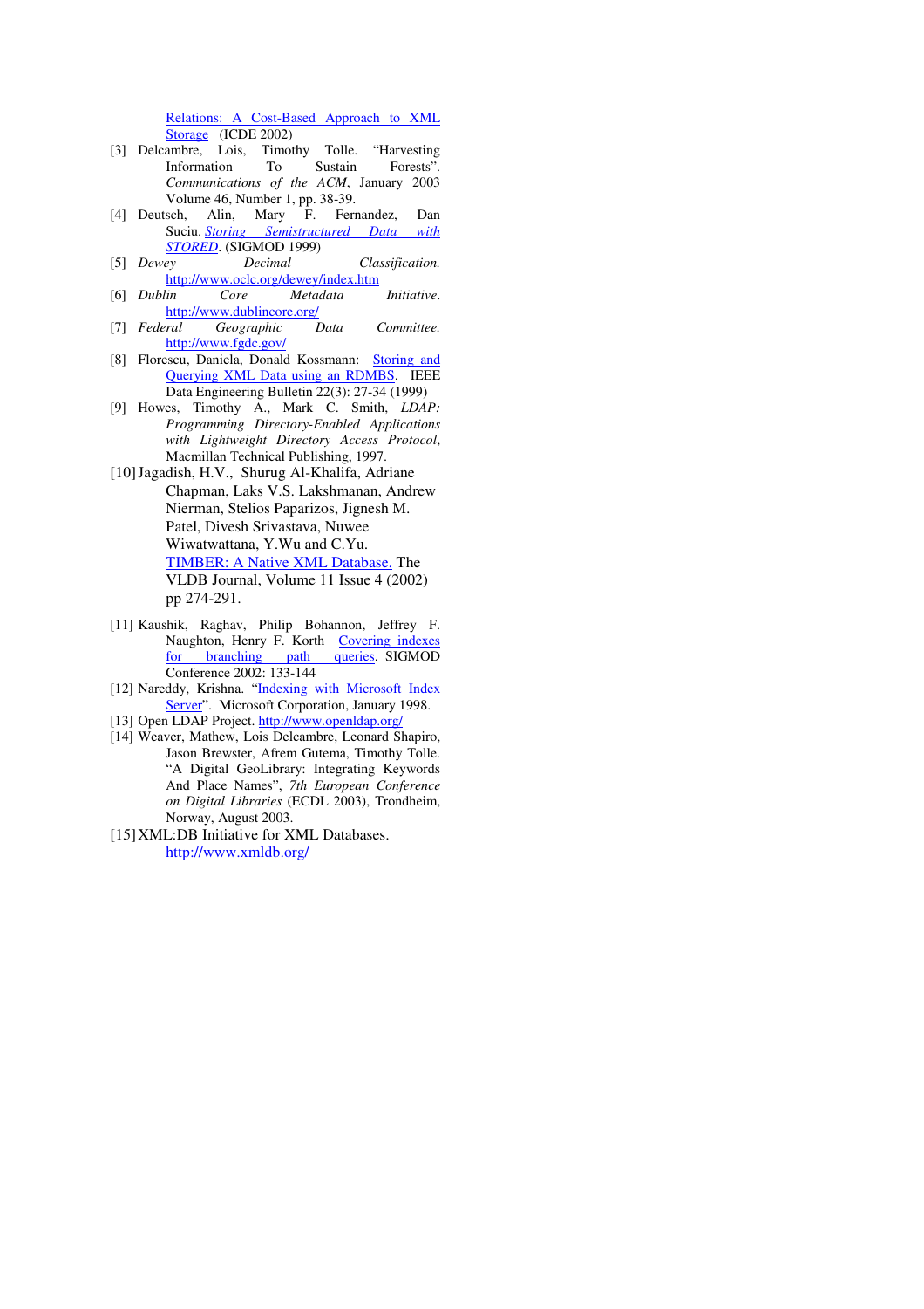Relations: A Cost-Based Approach to XML Storage (ICDE 2002)

[3] Delcambre, Lois, Timothy Tolle. "Harvesting Information To Sustain Forests". *Communications of the ACM*, January 2003 Volume 46, Number 1, pp. 38-39.

[4] Deutsch, Alin, Mary F. Fernandez, Dan Suciu. *Storing Semistructured Data with STORED*. (SIGMOD 1999)

[5] *Dewey Decimal Classification.* http://www.oclc.org/dewey/index.htm

[6] *Dublin Core Metadata Initiative*. http://www.dublincore.org/

[7] *Federal Geographic Data Committee*. http://www.fgdc.gov/

[8] Florescu, Daniela, Donald Kossmann: Storing and Querying XML Data using an RDMBS. IEEE Data Engineering Bulletin 22(3): 27-34 (1999)

[9] Howes, Timothy A., Mark C. Smith, *LDAP: Programming Directory-Enabled Applications with Lightweight Directory Access Protocol*, Macmillan Technical Publishing, 1997.

[10] Jagadish, H.V., Shurug Al-Khalifa, Adriane Chapman, Laks V.S. Lakshmanan, Andrew Nierman, Stelios Paparizos, Jignesh M. Patel, Divesh Srivastava, Nuwee Wiwatwattana, Y.Wu and C.Yu. TIMBER: A Native XML Database. The VLDB Journal, Volume 11 Issue 4 (2002) pp 274-291.

[11] Kaushik, Raghav, Philip Bohannon, Jeffrey F. Naughton, Henry F. Korth Covering indexes for branching path queries. SIGMOD Conference 2002: 133-144

[12] Nareddy, Krishna. "Indexing with Microsoft Index Server". Microsoft Corporation, January 1998.

[13] Open LDAP Project. http://www.openldap.org/

[14] Weaver, Mathew, Lois Delcambre, Leonard Shapiro, Jason Brewster, Afrem Gutema, Timothy Tolle. "A Digital GeoLibrary: Integrating Keywords And Place Names", *7th European Conference on Digital Libraries* (ECDL 2003), Trondheim, Norway, August 2003.

[15] XML:DB Initiative for XML Databases. http://www.xmldb.org/